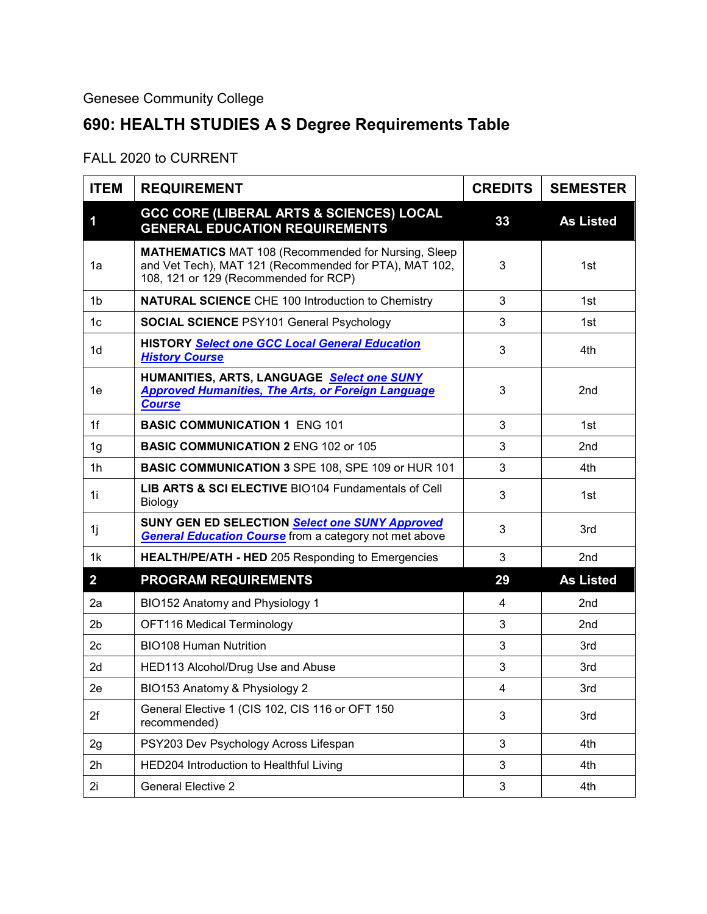Genesee Community College

# 690: HEALTH STUDIES A S Degree Requirements Table

FALL 2020 to CURRENT

| ITEM | REQUIREMENT | CREDITS | SEMESTER |
|---|---|---|---|
| **1** | **GCC CORE (LIBERAL ARTS & SCIENCES) LOCAL GENERAL EDUCATION REQUIREMENTS** | **33** | **As Listed** |
| 1a | **MATHEMATICS** MAT 108 (Recommended for Nursing, Sleep and Vet Tech), MAT 121 (Recommended for PTA), MAT 102, 108, 121 or 129 (Recommended for RCP) | 3 | 1st |
| 1b | **NATURAL SCIENCE** CHE 100 Introduction to Chemistry | 3 | 1st |
| 1c | **SOCIAL SCIENCE** PSY101 General Psychology | 3 | 1st |
| 1d | **HISTORY** ***Select one GCC Local General Education History Course*** | 3 | 4th |
| 1e | **HUMANITIES, ARTS, LANGUAGE** ***Select one SUNY Approved Humanities, The Arts, or Foreign Language Course*** | 3 | 2nd |
| 1f | **BASIC COMMUNICATION 1** ENG 101 | 3 | 1st |
| 1g | **BASIC COMMUNICATION 2** ENG 102 or 105 | 3 | 2nd |
| 1h | **BASIC COMMUNICATION 3** SPE 108, SPE 109 or HUR 101 | 3 | 4th |
| 1i | **LIB ARTS & SCI ELECTIVE** BIO104 Fundamentals of Cell Biology | 3 | 1st |
| 1j | **SUNY GEN ED SELECTION** ***Select one SUNY Approved General Education Course*** from a category not met above | 3 | 3rd |
| 1k | **HEALTH/PE/ATH - HED** 205 Responding to Emergencies | 3 | 2nd |
| **2** | **PROGRAM REQUIREMENTS** | **29** | **As Listed** |
| 2a | BIO152 Anatomy and Physiology 1 | 4 | 2nd |
| 2b | OFT116 Medical Terminology | 3 | 2nd |
| 2c | BIO108 Human Nutrition | 3 | 3rd |
| 2d | HED113 Alcohol/Drug Use and Abuse | 3 | 3rd |
| 2e | BIO153 Anatomy & Physiology 2 | 4 | 3rd |
| 2f | General Elective 1 (CIS 102, CIS 116 or OFT 150 recommended) | 3 | 3rd |
| 2g | PSY203 Dev Psychology Across Lifespan | 3 | 4th |
| 2h | HED204 Introduction to Healthful Living | 3 | 4th |
| 2i | General Elective 2 | 3 | 4th |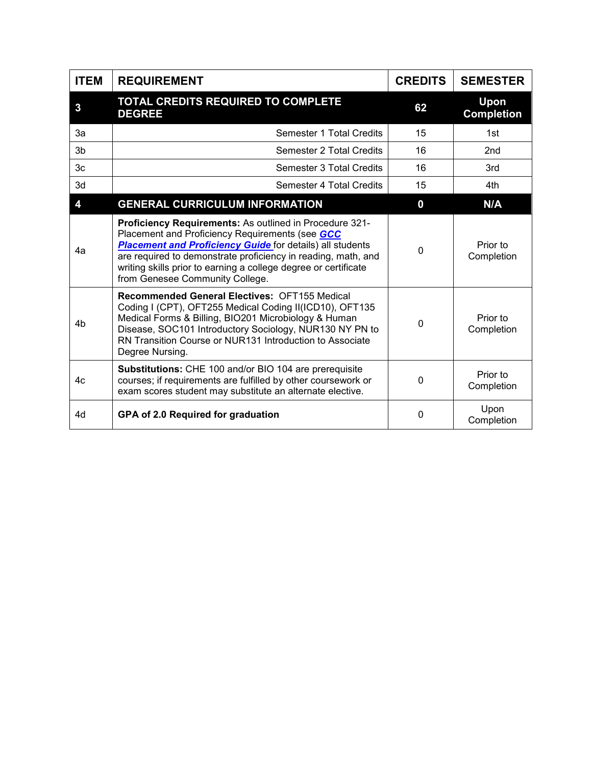| ITEM | REQUIREMENT | CREDITS | SEMESTER |
|---|---|---|---|
| **3** | **TOTAL CREDITS REQUIRED TO COMPLETE DEGREE** | **62** | **Upon Completion** |
| 3a | Semester 1 Total Credits | 15 | 1st |
| 3b | Semester 2 Total Credits | 16 | 2nd |
| 3c | Semester 3 Total Credits | 16 | 3rd |
| 3d | Semester 4 Total Credits | 15 | 4th |
| **4** | **GENERAL CURRICULUM INFORMATION** | **0** | **N/A** |
| 4a | **Proficiency Requirements:** As outlined in Procedure 321-Placement and Proficiency Requirements (see ***GCC Placement and Proficiency Guide*** for details) all students are required to demonstrate proficiency in reading, math, and writing skills prior to earning a college degree or certificate from Genesee Community College. | 0 | Prior to Completion |
| 4b | **Recommended General Electives:** OFT155 Medical Coding I (CPT), OFT255 Medical Coding II(ICD10), OFT135 Medical Forms & Billing, BIO201 Microbiology & Human Disease, SOC101 Introductory Sociology, NUR130 NY PN to RN Transition Course or NUR131 Introduction to Associate Degree Nursing. | 0 | Prior to Completion |
| 4c | **Substitutions:** CHE 100 and/or BIO 104 are prerequisite courses; if requirements are fulfilled by other coursework or exam scores student may substitute an alternate elective. | 0 | Prior to Completion |
| 4d | **GPA of 2.0 Required for graduation** | 0 | Upon Completion |